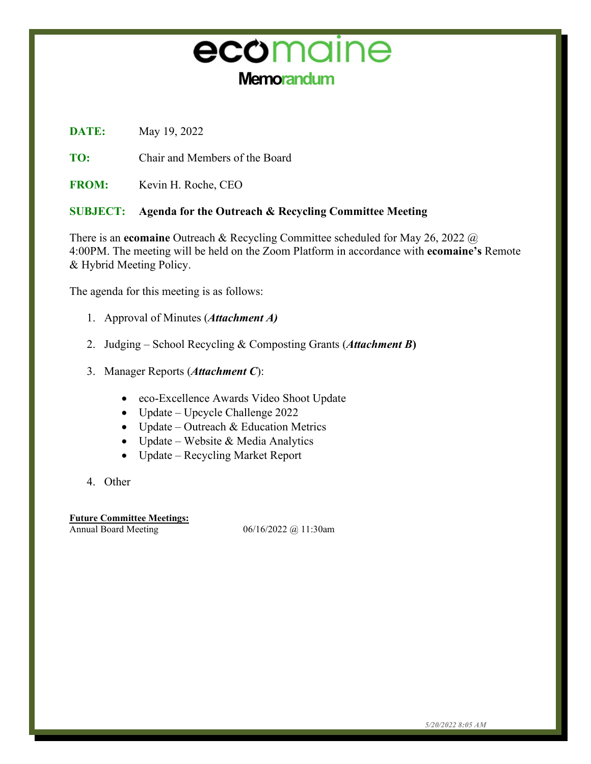# ecomaine

## Memorandum

**DATE:** May 19, 2022

**TO:** Chair and Members of the Board

**FROM:** Kevin H. Roche, CEO

**SUBJECT:** **Agenda for the Outreach & Recycling Committee Meeting**

There is an **ecomaine** Outreach & Recycling Committee scheduled for May 26, 2022 @ 4:00PM. The meeting will be held on the Zoom Platform in accordance with **ecomaine's** Remote & Hybrid Meeting Policy.

The agenda for this meeting is as follows:

1. Approval of Minutes (***Attachment A)***

2. Judging – School Recycling & Composting Grants (***Attachment B*)**

3. Manager Reports (***Attachment C***):

    - eco-Excellence Awards Video Shoot Update
    - Update – Upcycle Challenge 2022
    - Update – Outreach & Education Metrics
    - Update – Website & Media Analytics
    - Update – Recycling Market Report

4. Other

**Future Committee Meetings:**

| | |
|---|---|
| Annual Board Meeting | 06/16/2022 @ 11:30am |

*5/20/2022 8:05 AM*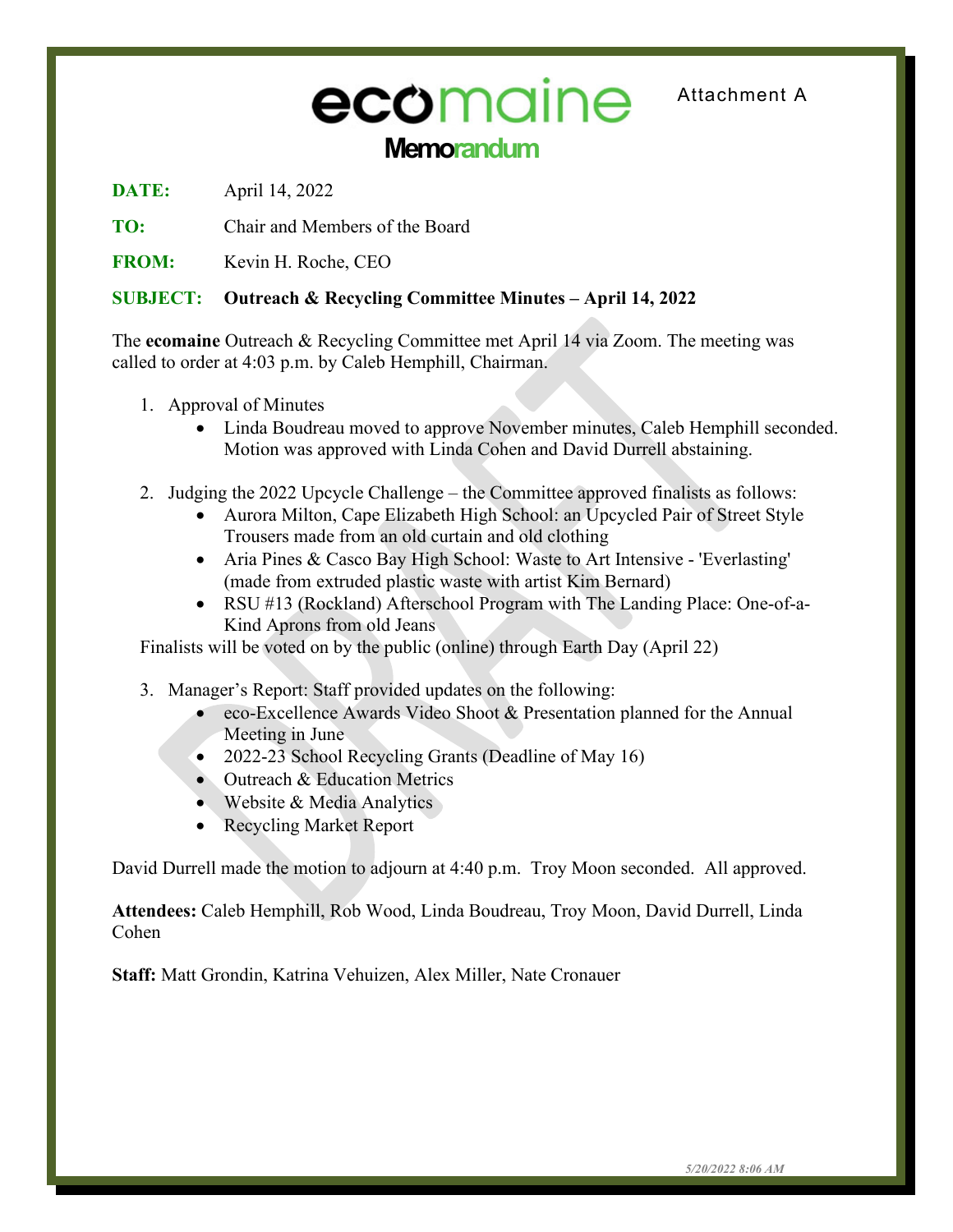ecomaine

Attachment A

# Memorandum

**DATE:** April 14, 2022

**TO:** Chair and Members of the Board

**FROM:** Kevin H. Roche, CEO

**SUBJECT:** **Outreach & Recycling Committee Minutes – April 14, 2022**

The **ecomaine** Outreach & Recycling Committee met April 14 via Zoom. The meeting was called to order at 4:03 p.m. by Caleb Hemphill, Chairman.

1. Approval of Minutes
   - Linda Boudreau moved to approve November minutes, Caleb Hemphill seconded. Motion was approved with Linda Cohen and David Durrell abstaining.

2. Judging the 2022 Upcycle Challenge – the Committee approved finalists as follows:
   - Aurora Milton, Cape Elizabeth High School: an Upcycled Pair of Street Style Trousers made from an old curtain and old clothing
   - Aria Pines & Casco Bay High School: Waste to Art Intensive - 'Everlasting' (made from extruded plastic waste with artist Kim Bernard)
   - RSU #13 (Rockland) Afterschool Program with The Landing Place: One-of-a-Kind Aprons from old Jeans

   Finalists will be voted on by the public (online) through Earth Day (April 22)

3. Manager's Report: Staff provided updates on the following:
   - eco-Excellence Awards Video Shoot & Presentation planned for the Annual Meeting in June
   - 2022-23 School Recycling Grants (Deadline of May 16)
   - Outreach & Education Metrics
   - Website & Media Analytics
   - Recycling Market Report

David Durrell made the motion to adjourn at 4:40 p.m. Troy Moon seconded. All approved.

**Attendees:** Caleb Hemphill, Rob Wood, Linda Boudreau, Troy Moon, David Durrell, Linda Cohen

**Staff:** Matt Grondin, Katrina Vehuizen, Alex Miller, Nate Cronauer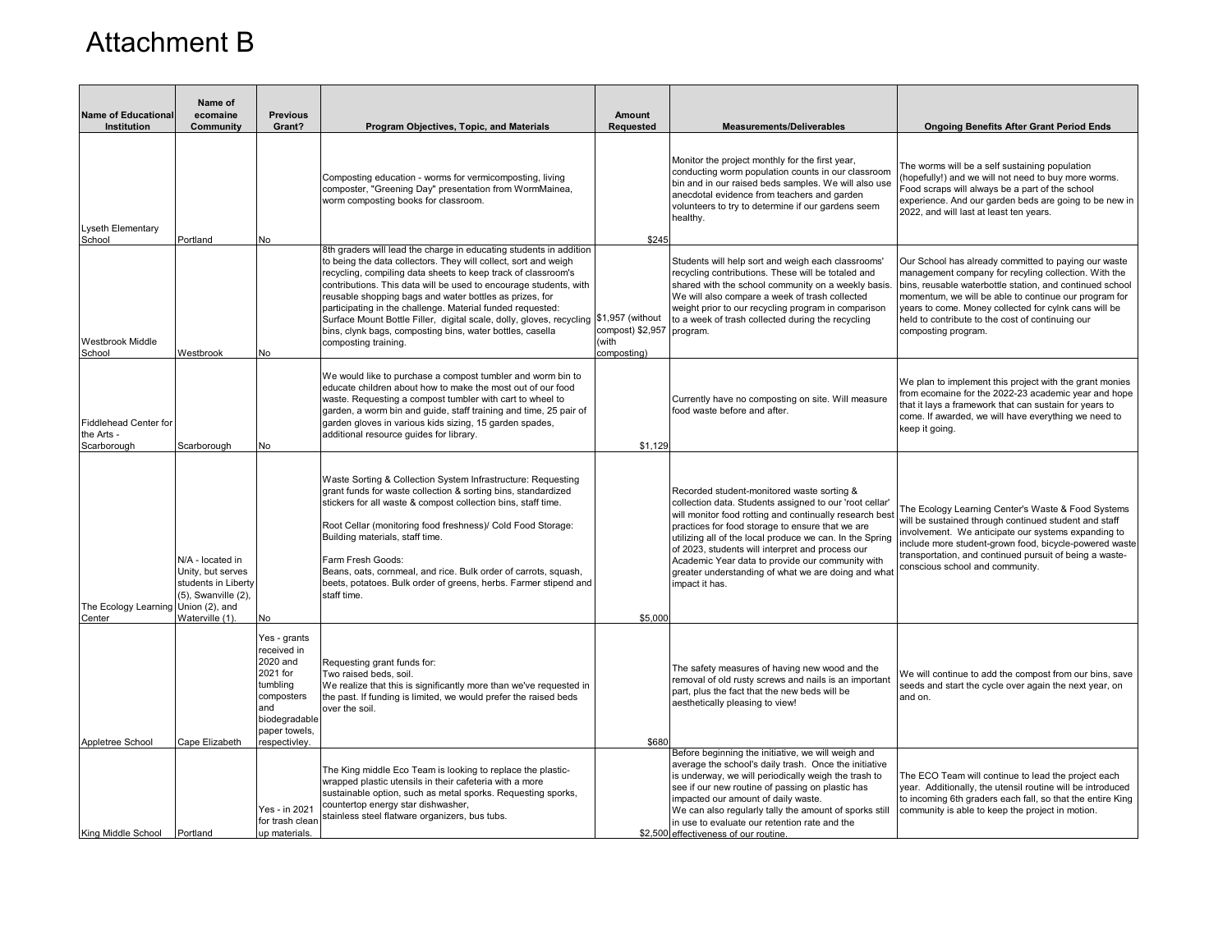# Attachment B

| Name of Educational Institution | Name of ecomaine Community | Previous Grant? | Program Objectives, Topic, and Materials | Amount Requested | Measurements/Deliverables | Ongoing Benefits After Grant Period Ends |
|---|---|---|---|---|---|---|
| Lyseth Elementary School | Portland | No | Composting education - worms for vermicomposting, living composter, "Greening Day" presentation from WormMainea, worm composting books for classroom. | $245 | Monitor the project monthly for the first year, conducting worm population counts in our classroom bin and in our raised beds samples. We will also use anecdotal evidence from teachers and garden volunteers to try to determine if our gardens seem healthy. | The worms will be a self sustaining population (hopefully!) and we will not need to buy more worms. Food scraps will always be a part of the school experience. And our garden beds are going to be new in 2022, and will last at least ten years. |
| Westbrook Middle School | Westbrook | No | 8th graders will lead the charge in educating students in addition to being the data collectors. They will collect, sort and weigh recycling, compiling data sheets to keep track of classroom's contributions. This data will be used to encourage students, with reusable shopping bags and water bottles as prizes, for participating in the challenge. Material funded requested: Surface Mount Bottle Filler, digital scale, dolly, gloves, recycling bins, clynk bags, composting bins, water bottles, casella composting training. | $1,957 (without compost) $2,957 (with composting) | Students will help sort and weigh each classrooms' recycling contributions. These will be totaled and shared with the school community on a weekly basis. We will also compare a week of trash collected weight prior to our recycling program in comparison to a week of trash collected during the recycling program. | Our School has already committed to paying our waste management company for recyling collection. With the bins, reusable waterbottle station, and continued school momentum, we will be able to continue our program for years to come. Money collected for cylnk cans will be held to contribute to the cost of continuing our composting program. |
| Fiddlehead Center for the Arts - Scarborough | Scarborough | No | We would like to purchase a compost tumbler and worm bin to educate children about how to make the most out of our food waste. Requesting a compost tumbler with cart to wheel to garden, a worm bin and guide, staff training and time, 25 pair of garden gloves in various kids sizing, 15 garden spades, additional resource guides for library. | $1,129 | Currently have no composting on site. Will measure food waste before and after. | We plan to implement this project with the grant monies from ecomaine for the 2022-23 academic year and hope that it lays a framework that can sustain for years to come. If awarded, we will have everything we need to keep it going. |
| The Ecology Learning Center | N/A - located in Unity, but serves students in Liberty (5), Swanville (2), Union (2), and Waterville (1). | No | Waste Sorting & Collection System Infrastructure: Requesting grant funds for waste collection & sorting bins, standardized stickers for all waste & compost collection bins, staff time.<br><br>Root Cellar (monitoring food freshness)/ Cold Food Storage: Building materials, staff time.<br><br>Farm Fresh Goods:<br>Beans, oats, cornmeal, and rice. Bulk order of carrots, squash, beets, potatoes. Bulk order of greens, herbs. Farmer stipend and staff time. | $5,000 | Recorded student-monitored waste sorting & collection data. Students assigned to our 'root cellar' will monitor food rotting and continually research best practices for food storage to ensure that we are utilizing all of the local produce we can. In the Spring of 2023, students will interpret and process our Academic Year data to provide our community with greater understanding of what we are doing and what impact it has. | The Ecology Learning Center's Waste & Food Systems will be sustained through continued student and staff involvement. We anticipate our systems expanding to include more student-grown food, bicycle-powered waste transportation, and continued pursuit of being a waste-conscious school and community. |
| Appletree School | Cape Elizabeth | Yes - grants received in 2020 and 2021 for tumbling composters and biodegradable paper towels, respectivley. | Requesting grant funds for:<br>Two raised beds, soil.<br>We realize that this is significantly more than we've requested in the past. If funding is limited, we would prefer the raised beds over the soil. | $680 | The safety measures of having new wood and the removal of old rusty screws and nails is an important part, plus the fact that the new beds will be aesthetically pleasing to view! | We will continue to add the compost from our bins, save seeds and start the cycle over again the next year, on and on. |
| King Middle School | Portland | Yes - in 2021 for trash clean up materials. | The King middle Eco Team is looking to replace the plastic-wrapped plastic utensils in their cafeteria with a more sustainable option, such as metal sporks. Requesting sporks, countertop energy star dishwasher, stainless steel flatware organizers, bus tubs. | $2,500 | Before beginning the initiative, we will weigh and average the school's daily trash. Once the initiative is underway, we will periodically weigh the trash to see if our new routine of passing on plastic has impacted our amount of daily waste.<br>We can also regularly tally the amount of sporks still in use to evaluate our retention rate and the effectiveness of our routine. | The ECO Team will continue to lead the project each year. Additionally, the utensil routine will be introduced to incoming 6th graders each fall, so that the entire King community is able to keep the project in motion. |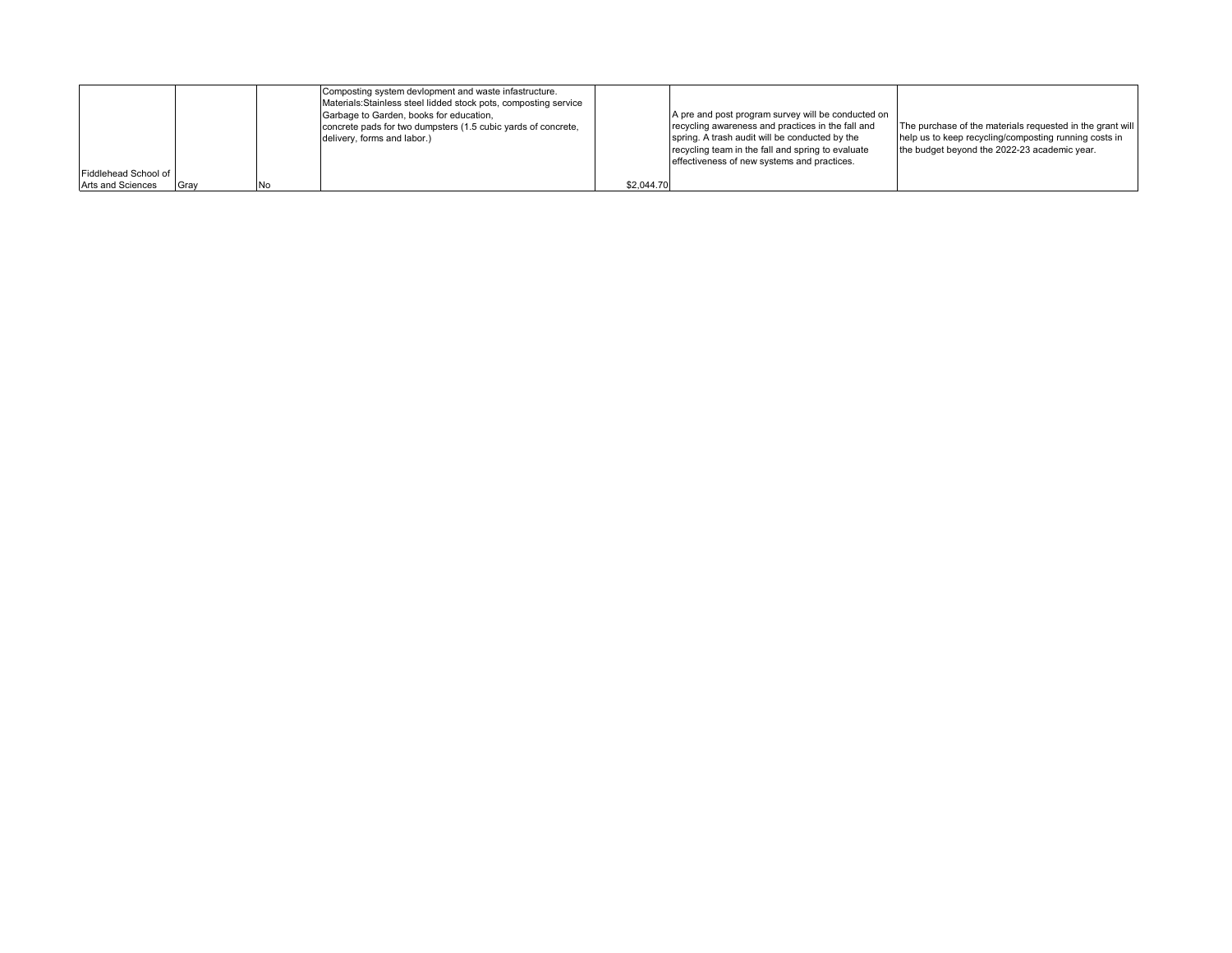| | | | | | | |
|---|---|---|---|---|---|---|
| Fiddlehead School of Arts and Sciences | Gray | No | Composting system devlopment and waste infastructure. Materials:Stainless steel lidded stock pots, composting service Garbage to Garden, books for education, concrete pads for two dumpsters (1.5 cubic yards of concrete, delivery, forms and labor.) | $2,044.70 | A pre and post program survey will be conducted on recycling awareness and practices in the fall and spring. A trash audit will be conducted by the recycling team in the fall and spring to evaluate effectiveness of new systems and practices. | The purchase of the materials requested in the grant will help us to keep recycling/composting running costs in the budget beyond the 2022-23 academic year. |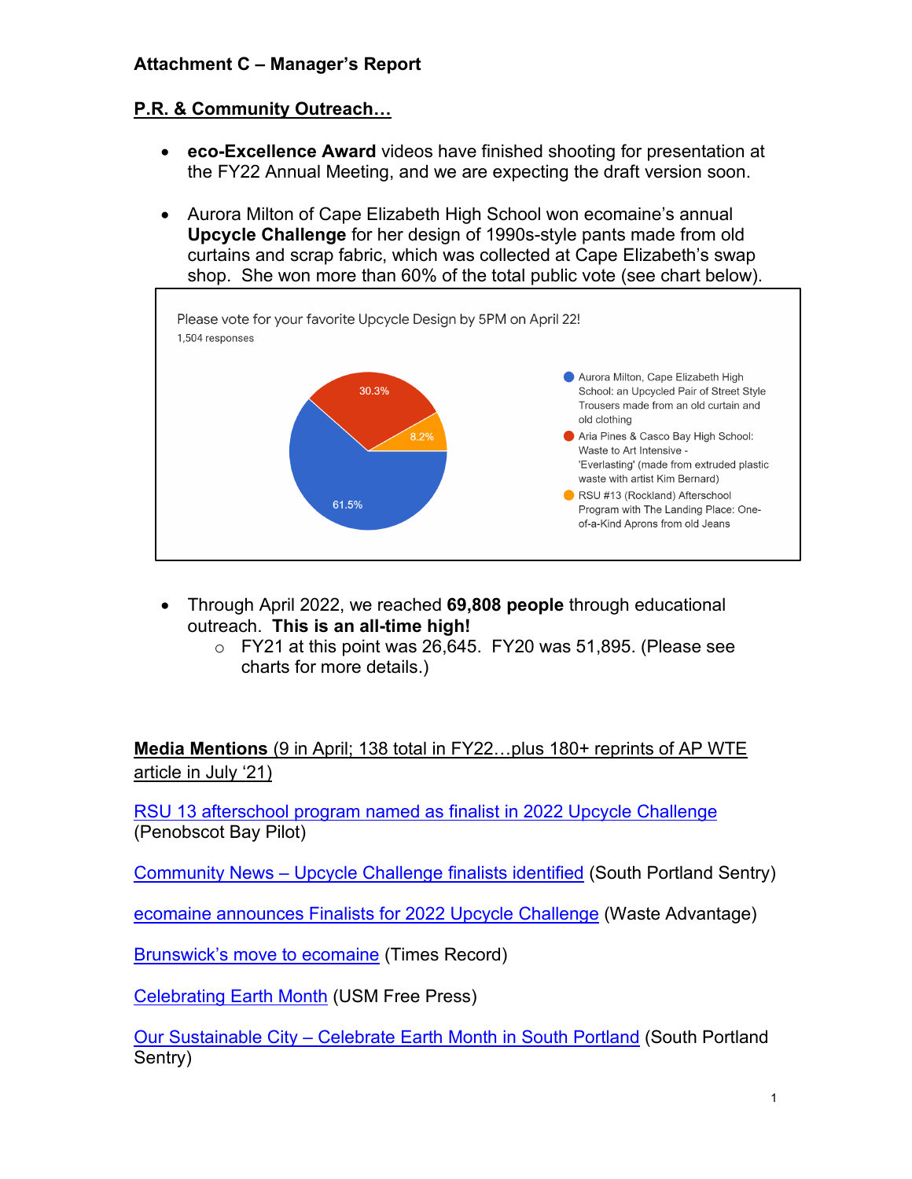**Attachment C – Manager's Report**

**P.R. & Community Outreach…**

- **eco-Excellence Award** videos have finished shooting for presentation at the FY22 Annual Meeting, and we are expecting the draft version soon.

- Aurora Milton of Cape Elizabeth High School won ecomaine's annual **Upcycle Challenge** for her design of 1990s-style pants made from old curtains and scrap fabric, which was collected at Cape Elizabeth's swap shop. She won more than 60% of the total public vote (see chart below).

Please vote for your favorite Upcycle Design by 5PM on April 22!
1,504 responses

| Entry | Share |
|---|---|
| Aurora Milton, Cape Elizabeth High School: an Upcycled Pair of Street Style Trousers made from an old curtain and old clothing | 61.5% |
| Aria Pines & Casco Bay High School: Waste to Art Intensive - 'Everlasting' (made from extruded plastic waste with artist Kim Bernard) | 30.3% |
| RSU #13 (Rockland) Afterschool Program with The Landing Place: One-of-a-Kind Aprons from old Jeans | 8.2% |

- Through April 2022, we reached **69,808 people** through educational outreach. **This is an all-time high!**
  - FY21 at this point was 26,645. FY20 was 51,895. (Please see charts for more details.)

**Media Mentions** (9 in April; 138 total in FY22…plus 180+ reprints of AP WTE article in July '21)

RSU 13 afterschool program named as finalist in 2022 Upcycle Challenge (Penobscot Bay Pilot)

Community News – Upcycle Challenge finalists identified (South Portland Sentry)

ecomaine announces Finalists for 2022 Upcycle Challenge (Waste Advantage)

Brunswick's move to ecomaine (Times Record)

Celebrating Earth Month (USM Free Press)

Our Sustainable City – Celebrate Earth Month in South Portland (South Portland Sentry)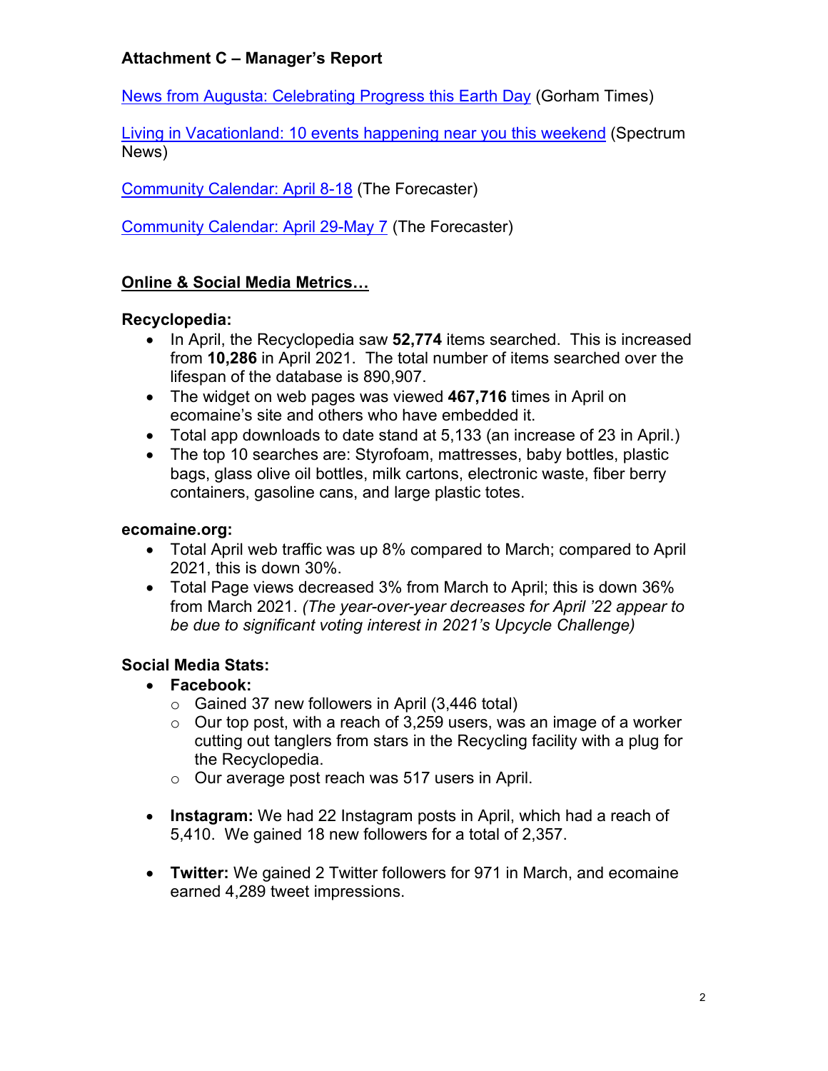**Attachment C – Manager's Report**

News from Augusta: Celebrating Progress this Earth Day (Gorham Times)

Living in Vacationland: 10 events happening near you this weekend (Spectrum News)

Community Calendar: April 8-18 (The Forecaster)

Community Calendar: April 29-May 7 (The Forecaster)

**Online & Social Media Metrics…**

**Recyclopedia:**

- In April, the Recyclopedia saw **52,774** items searched. This is increased from **10,286** in April 2021. The total number of items searched over the lifespan of the database is 890,907.
- The widget on web pages was viewed **467,716** times in April on ecomaine's site and others who have embedded it.
- Total app downloads to date stand at 5,133 (an increase of 23 in April.)
- The top 10 searches are: Styrofoam, mattresses, baby bottles, plastic bags, glass olive oil bottles, milk cartons, electronic waste, fiber berry containers, gasoline cans, and large plastic totes.

**ecomaine.org:**

- Total April web traffic was up 8% compared to March; compared to April 2021, this is down 30%.
- Total Page views decreased 3% from March to April; this is down 36% from March 2021. *(The year-over-year decreases for April '22 appear to be due to significant voting interest in 2021's Upcycle Challenge)*

**Social Media Stats:**

- **Facebook:**
  - Gained 37 new followers in April (3,446 total)
  - Our top post, with a reach of 3,259 users, was an image of a worker cutting out tanglers from stars in the Recycling facility with a plug for the Recyclopedia.
  - Our average post reach was 517 users in April.
- **Instagram:** We had 22 Instagram posts in April, which had a reach of 5,410. We gained 18 new followers for a total of 2,357.
- **Twitter:** We gained 2 Twitter followers for 971 in March, and ecomaine earned 4,289 tweet impressions.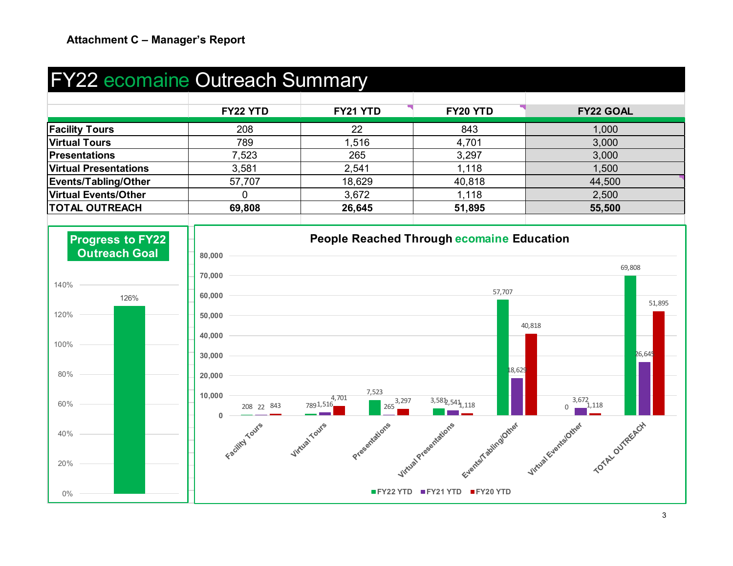**Attachment C – Manager's Report**

# FY22 ecomaine Outreach Summary

| | FY22 YTD | FY21 YTD | FY20 YTD | FY22 GOAL |
|---|---|---|---|---|
| **Facility Tours** | 208 | 22 | 843 | 1,000 |
| **Virtual Tours** | 789 | 1,516 | 4,701 | 3,000 |
| **Presentations** | 7,523 | 265 | 3,297 | 3,000 |
| **Virtual Presentations** | 3,581 | 2,541 | 1,118 | 1,500 |
| **Events/Tabling/Other** | 57,707 | 18,629 | 40,818 | 44,500 |
| **Virtual Events/Other** | 0 | 3,672 | 1,118 | 2,500 |
| **TOTAL OUTREACH** | **69,808** | **26,645** | **51,895** | **55,500** |

**Progress to FY22 Outreach Goal**

126%

**People Reached Through ecomaine Education**

| | FY22 YTD | FY21 YTD | FY20 YTD |
|---|---|---|---|
| Facility Tours | 208 | 22 | 843 |
| Virtual Tours | 789 | 1,516 | 4,701 |
| Presentations | 7,523 | 265 | 3,297 |
| Virtual Presentations | 3,581 | 2,541 | 1,118 |
| Events/Tabling/Other | 57,707 | 18,629 | 40,818 |
| Virtual Events/Other | 0 | 3,672 | 1,118 |
| TOTAL OUTREACH | 69,808 | 26,645 | 51,895 |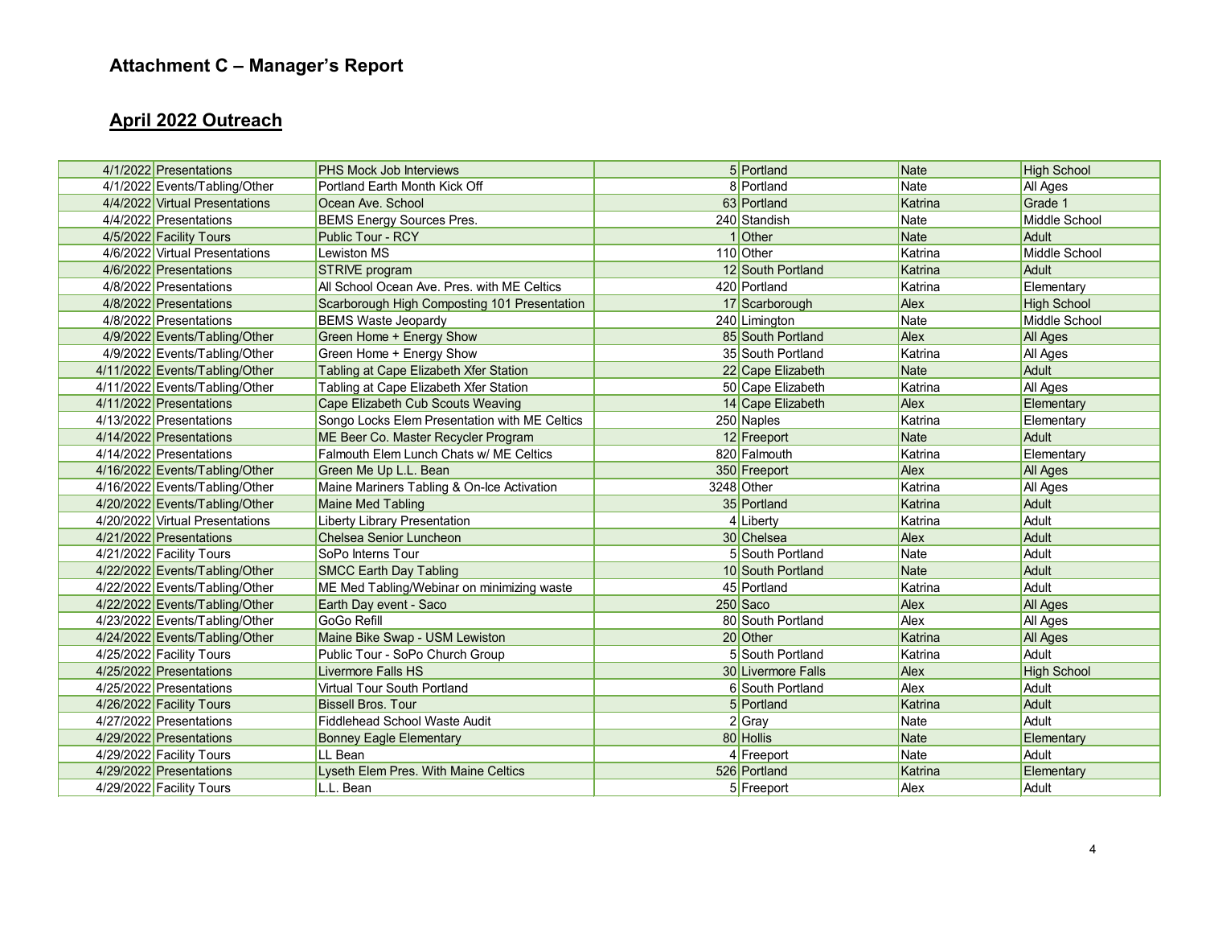## Attachment C – Manager's Report

## April 2022 Outreach

| | | | | | | |
|---|---|---|---|---|---|---|
| 4/1/2022 | Presentations | PHS Mock Job Interviews | 5 | Portland | Nate | High School |
| 4/1/2022 | Events/Tabling/Other | Portland Earth Month Kick Off | 8 | Portland | Nate | All Ages |
| 4/4/2022 | Virtual Presentations | Ocean Ave. School | 63 | Portland | Katrina | Grade 1 |
| 4/4/2022 | Presentations | BEMS Energy Sources Pres. | 240 | Standish | Nate | Middle School |
| 4/5/2022 | Facility Tours | Public Tour - RCY | 1 | Other | Nate | Adult |
| 4/6/2022 | Virtual Presentations | Lewiston MS | 110 | Other | Katrina | Middle School |
| 4/6/2022 | Presentations | STRIVE program | 12 | South Portland | Katrina | Adult |
| 4/8/2022 | Presentations | All School Ocean Ave. Pres. with ME Celtics | 420 | Portland | Katrina | Elementary |
| 4/8/2022 | Presentations | Scarborough High Composting 101 Presentation | 17 | Scarborough | Alex | High School |
| 4/8/2022 | Presentations | BEMS Waste Jeopardy | 240 | Limington | Nate | Middle School |
| 4/9/2022 | Events/Tabling/Other | Green Home + Energy Show | 85 | South Portland | Alex | All Ages |
| 4/9/2022 | Events/Tabling/Other | Green Home + Energy Show | 35 | South Portland | Katrina | All Ages |
| 4/11/2022 | Events/Tabling/Other | Tabling at Cape Elizabeth Xfer Station | 22 | Cape Elizabeth | Nate | Adult |
| 4/11/2022 | Events/Tabling/Other | Tabling at Cape Elizabeth Xfer Station | 50 | Cape Elizabeth | Katrina | All Ages |
| 4/11/2022 | Presentations | Cape Elizabeth Cub Scouts Weaving | 14 | Cape Elizabeth | Alex | Elementary |
| 4/13/2022 | Presentations | Songo Locks Elem Presentation with ME Celtics | 250 | Naples | Katrina | Elementary |
| 4/14/2022 | Presentations | ME Beer Co. Master Recycler Program | 12 | Freeport | Nate | Adult |
| 4/14/2022 | Presentations | Falmouth Elem Lunch Chats w/ ME Celtics | 820 | Falmouth | Katrina | Elementary |
| 4/16/2022 | Events/Tabling/Other | Green Me Up L.L. Bean | 350 | Freeport | Alex | All Ages |
| 4/16/2022 | Events/Tabling/Other | Maine Mariners Tabling & On-Ice Activation | 3248 | Other | Katrina | All Ages |
| 4/20/2022 | Events/Tabling/Other | Maine Med Tabling | 35 | Portland | Katrina | Adult |
| 4/20/2022 | Virtual Presentations | Liberty Library Presentation | 4 | Liberty | Katrina | Adult |
| 4/21/2022 | Presentations | Chelsea Senior Luncheon | 30 | Chelsea | Alex | Adult |
| 4/21/2022 | Facility Tours | SoPo Interns Tour | 5 | South Portland | Nate | Adult |
| 4/22/2022 | Events/Tabling/Other | SMCC Earth Day Tabling | 10 | South Portland | Nate | Adult |
| 4/22/2022 | Events/Tabling/Other | ME Med Tabling/Webinar on minimizing waste | 45 | Portland | Katrina | Adult |
| 4/22/2022 | Events/Tabling/Other | Earth Day event - Saco | 250 | Saco | Alex | All Ages |
| 4/23/2022 | Events/Tabling/Other | GoGo Refill | 80 | South Portland | Alex | All Ages |
| 4/24/2022 | Events/Tabling/Other | Maine Bike Swap - USM Lewiston | 20 | Other | Katrina | All Ages |
| 4/25/2022 | Facility Tours | Public Tour - SoPo Church Group | 5 | South Portland | Katrina | Adult |
| 4/25/2022 | Presentations | Livermore Falls HS | 30 | Livermore Falls | Alex | High School |
| 4/25/2022 | Presentations | Virtual Tour South Portland | 6 | South Portland | Alex | Adult |
| 4/26/2022 | Facility Tours | Bissell Bros. Tour | 5 | Portland | Katrina | Adult |
| 4/27/2022 | Presentations | Fiddlehead School Waste Audit | 2 | Gray | Nate | Adult |
| 4/29/2022 | Presentations | Bonney Eagle Elementary | 80 | Hollis | Nate | Elementary |
| 4/29/2022 | Facility Tours | LL Bean | 4 | Freeport | Nate | Adult |
| 4/29/2022 | Presentations | Lyseth Elem Pres. With Maine Celtics | 526 | Portland | Katrina | Elementary |
| 4/29/2022 | Facility Tours | L.L. Bean | 5 | Freeport | Alex | Adult |